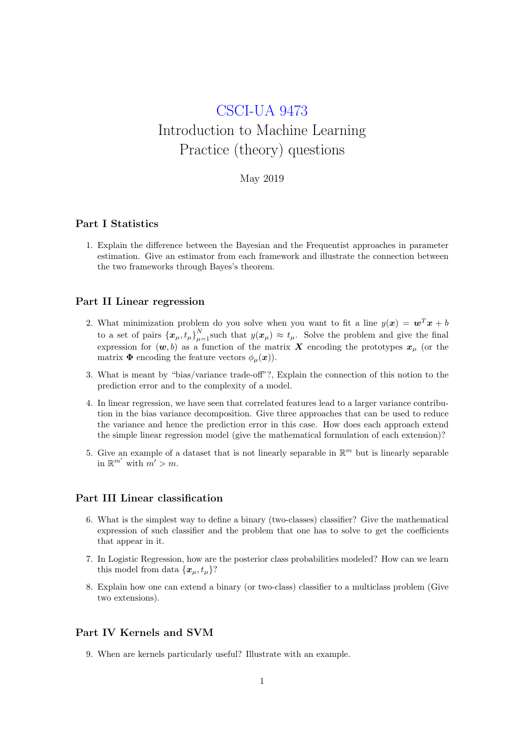# CSCI-UA 9473
# Introduction to Machine Learning
# Practice (theory) questions

May 2019

## Part I Statistics

1. Explain the difference between the Bayesian and the Frequentist approaches in parameter estimation. Give an estimator from each framework and illustrate the connection between the two frameworks through Bayes's theorem.

## Part II Linear regression

2. What minimization problem do you solve when you want to fit a line $y(\boldsymbol{x}) = \boldsymbol{w}^T\boldsymbol{x} + b$ to a set of pairs $\{\boldsymbol{x}_\mu, t_\mu\}_{\mu=1}^N$such that $y(\boldsymbol{x}_\mu) \approx t_\mu$. Solve the problem and give the final expression for $(\boldsymbol{w}, b)$ as a function of the matrix $\boldsymbol{X}$ encoding the prototypes $\boldsymbol{x}_\mu$ (or the matrix $\boldsymbol{\Phi}$ encoding the feature vectors $\phi_\mu(\boldsymbol{x})$).

3. What is meant by "bias/variance trade-off"?, Explain the connection of this notion to the prediction error and to the complexity of a model.

4. In linear regression, we have seen that correlated features lead to a larger variance contribution in the bias variance decomposition. Give three approaches that can be used to reduce the variance and hence the prediction error in this case. How does each approach extend the simple linear regression model (give the mathematical formulation of each extension)?

5. Give an example of a dataset that is not linearly separable in $\mathbb{R}^m$ but is linearly separable in $\mathbb{R}^{m'}$ with $m' > m$.

## Part III Linear classification

6. What is the simplest way to define a binary (two-classes) classifier? Give the mathematical expression of such classifier and the problem that one has to solve to get the coefficients that appear in it.

7. In Logistic Regression, how are the posterior class probabilities modeled? How can we learn this model from data $\{\boldsymbol{x}_\mu, t_\mu\}$?

8. Explain how one can extend a binary (or two-class) classifier to a multiclass problem (Give two extensions).

## Part IV Kernels and SVM

9. When are kernels particularly useful? Illustrate with an example.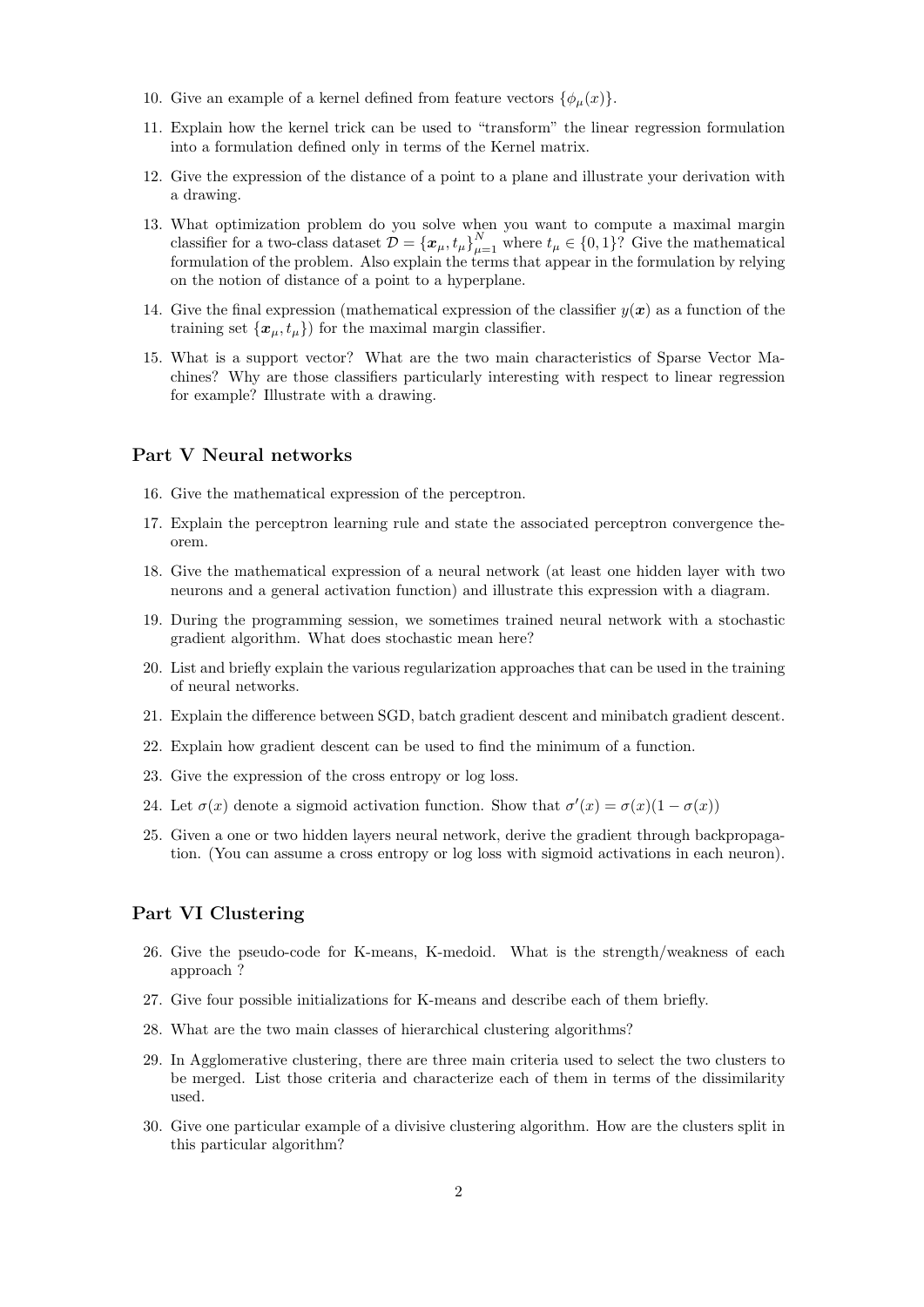10. Give an example of a kernel defined from feature vectors $\{\phi_\mu(x)\}$.
11. Explain how the kernel trick can be used to "transform" the linear regression formulation into a formulation defined only in terms of the Kernel matrix.
12. Give the expression of the distance of a point to a plane and illustrate your derivation with a drawing.
13. What optimization problem do you solve when you want to compute a maximal margin classifier for a two-class dataset $\mathcal{D} = \{\boldsymbol{x}_\mu, t_\mu\}_{\mu=1}^N$ where $t_\mu \in \{0, 1\}$? Give the mathematical formulation of the problem. Also explain the terms that appear in the formulation by relying on the notion of distance of a point to a hyperplane.
14. Give the final expression (mathematical expression of the classifier $y(\boldsymbol{x})$ as a function of the training set $\{\boldsymbol{x}_\mu, t_\mu\}$) for the maximal margin classifier.
15. What is a support vector? What are the two main characteristics of Sparse Vector Machines? Why are those classifiers particularly interesting with respect to linear regression for example? Illustrate with a drawing.

## Part V Neural networks

16. Give the mathematical expression of the perceptron.
17. Explain the perceptron learning rule and state the associated perceptron convergence theorem.
18. Give the mathematical expression of a neural network (at least one hidden layer with two neurons and a general activation function) and illustrate this expression with a diagram.
19. During the programming session, we sometimes trained neural network with a stochastic gradient algorithm. What does stochastic mean here?
20. List and briefly explain the various regularization approaches that can be used in the training of neural networks.
21. Explain the difference between SGD, batch gradient descent and minibatch gradient descent.
22. Explain how gradient descent can be used to find the minimum of a function.
23. Give the expression of the cross entropy or log loss.
24. Let $\sigma(x)$ denote a sigmoid activation function. Show that $\sigma'(x) = \sigma(x)(1 - \sigma(x))$
25. Given a one or two hidden layers neural network, derive the gradient through backpropagation. (You can assume a cross entropy or log loss with sigmoid activations in each neuron).

## Part VI Clustering

26. Give the pseudo-code for K-means, K-medoid. What is the strength/weakness of each approach ?
27. Give four possible initializations for K-means and describe each of them briefly.
28. What are the two main classes of hierarchical clustering algorithms?
29. In Agglomerative clustering, there are three main criteria used to select the two clusters to be merged. List those criteria and characterize each of them in terms of the dissimilarity used.
30. Give one particular example of a divisive clustering algorithm. How are the clusters split in this particular algorithm?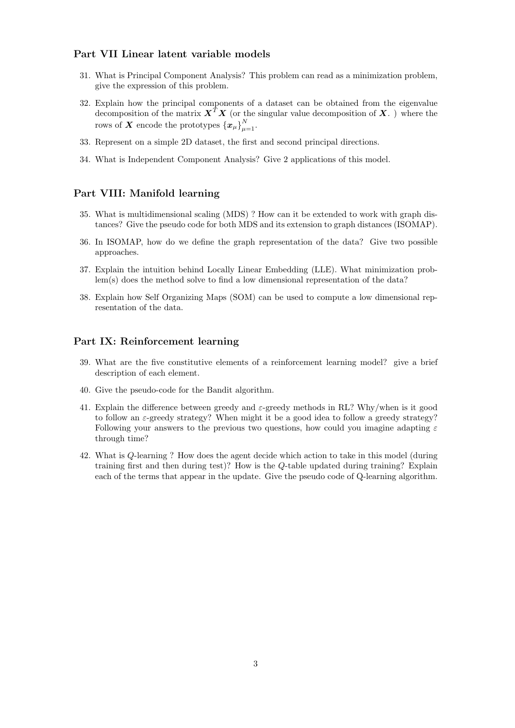### Part VII Linear latent variable models

31. What is Principal Component Analysis? This problem can read as a minimization problem, give the expression of this problem.

32. Explain how the principal components of a dataset can be obtained from the eigenvalue decomposition of the matrix $\boldsymbol{X}^T\boldsymbol{X}$ (or the singular value decomposition of $\boldsymbol{X}$. ) where the rows of $\boldsymbol{X}$ encode the prototypes $\{\boldsymbol{x}_\mu\}_{\mu=1}^N$.

33. Represent on a simple 2D dataset, the first and second principal directions.

34. What is Independent Component Analysis? Give 2 applications of this model.

### Part VIII: Manifold learning

35. What is multidimensional scaling (MDS) ? How can it be extended to work with graph distances? Give the pseudo code for both MDS and its extension to graph distances (ISOMAP).

36. In ISOMAP, how do we define the graph representation of the data? Give two possible approaches.

37. Explain the intuition behind Locally Linear Embedding (LLE). What minimization problem(s) does the method solve to find a low dimensional representation of the data?

38. Explain how Self Organizing Maps (SOM) can be used to compute a low dimensional representation of the data.

### Part IX: Reinforcement learning

39. What are the five constitutive elements of a reinforcement learning model? give a brief description of each element.

40. Give the pseudo-code for the Bandit algorithm.

41. Explain the difference between greedy and $\varepsilon$-greedy methods in RL? Why/when is it good to follow an $\varepsilon$-greedy strategy? When might it be a good idea to follow a greedy strategy? Following your answers to the previous two questions, how could you imagine adapting $\varepsilon$ through time?

42. What is $Q$-learning ? How does the agent decide which action to take in this model (during training first and then during test)? How is the $Q$-table updated during training? Explain each of the terms that appear in the update. Give the pseudo code of Q-learning algorithm.